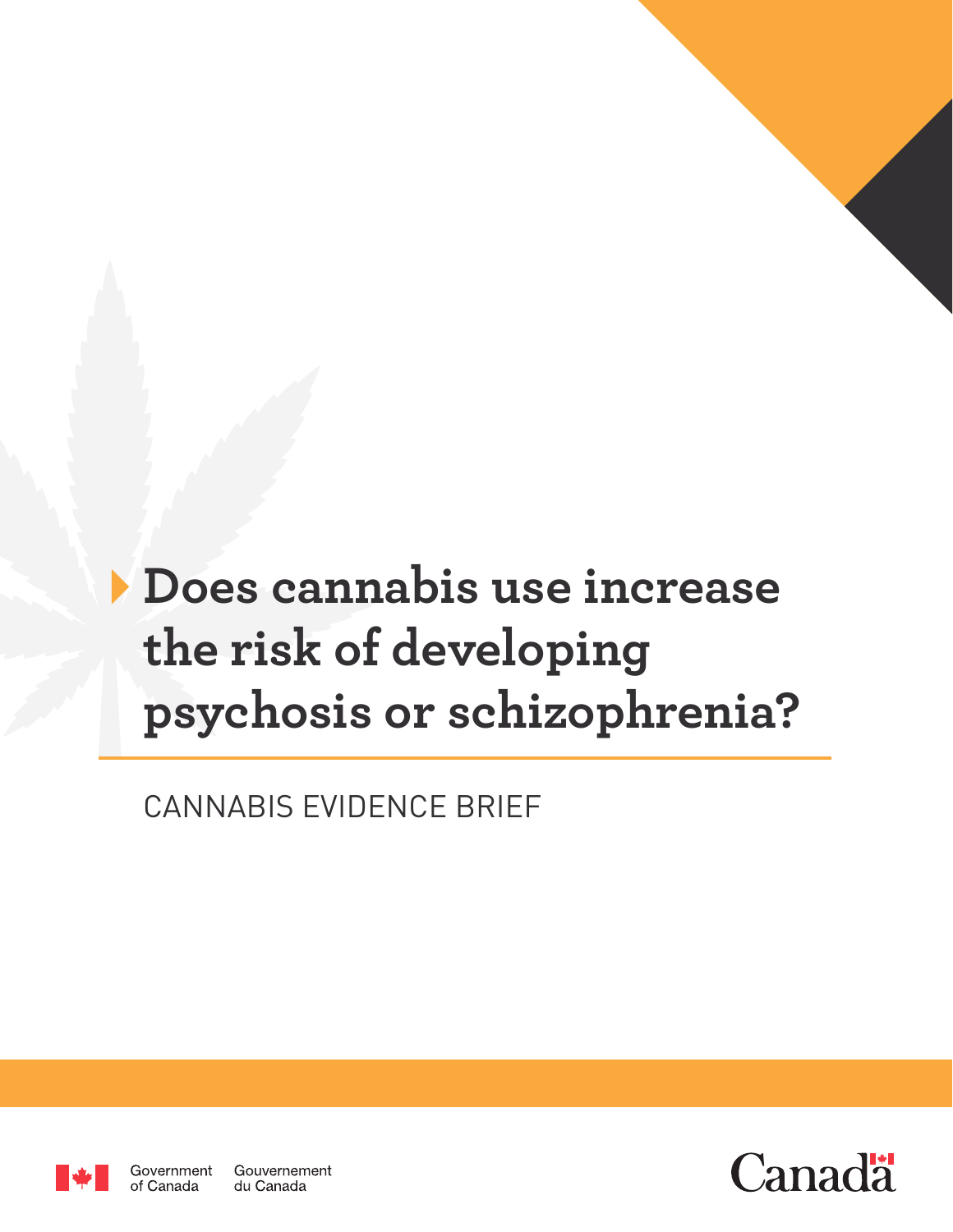# Does cannabis use increase the risk of developing psychosis or schizophrenia?

CANNABIS EVIDENCE BRIEF

Government of Canada Gouvernement du Canada

Canada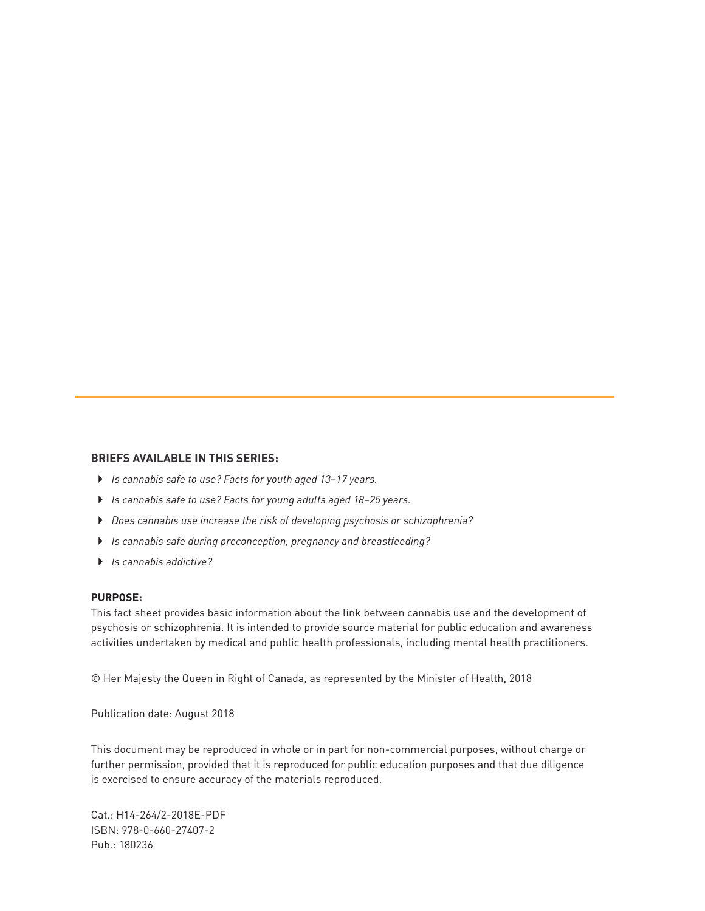**BRIEFS AVAILABLE IN THIS SERIES:**

- *Is cannabis safe to use? Facts for youth aged 13–17 years.*
- *Is cannabis safe to use? Facts for young adults aged 18–25 years.*
- *Does cannabis use increase the risk of developing psychosis or schizophrenia?*
- *Is cannabis safe during preconception, pregnancy and breastfeeding?*
- *Is cannabis addictive?*

**PURPOSE:**

This fact sheet provides basic information about the link between cannabis use and the development of psychosis or schizophrenia. It is intended to provide source material for public education and awareness activities undertaken by medical and public health professionals, including mental health practitioners.

© Her Majesty the Queen in Right of Canada, as represented by the Minister of Health, 2018

Publication date: August 2018

This document may be reproduced in whole or in part for non-commercial purposes, without charge or further permission, provided that it is reproduced for public education purposes and that due diligence is exercised to ensure accuracy of the materials reproduced.

Cat.: H14-264/2-2018E-PDF
ISBN: 978-0-660-27407-2
Pub.: 180236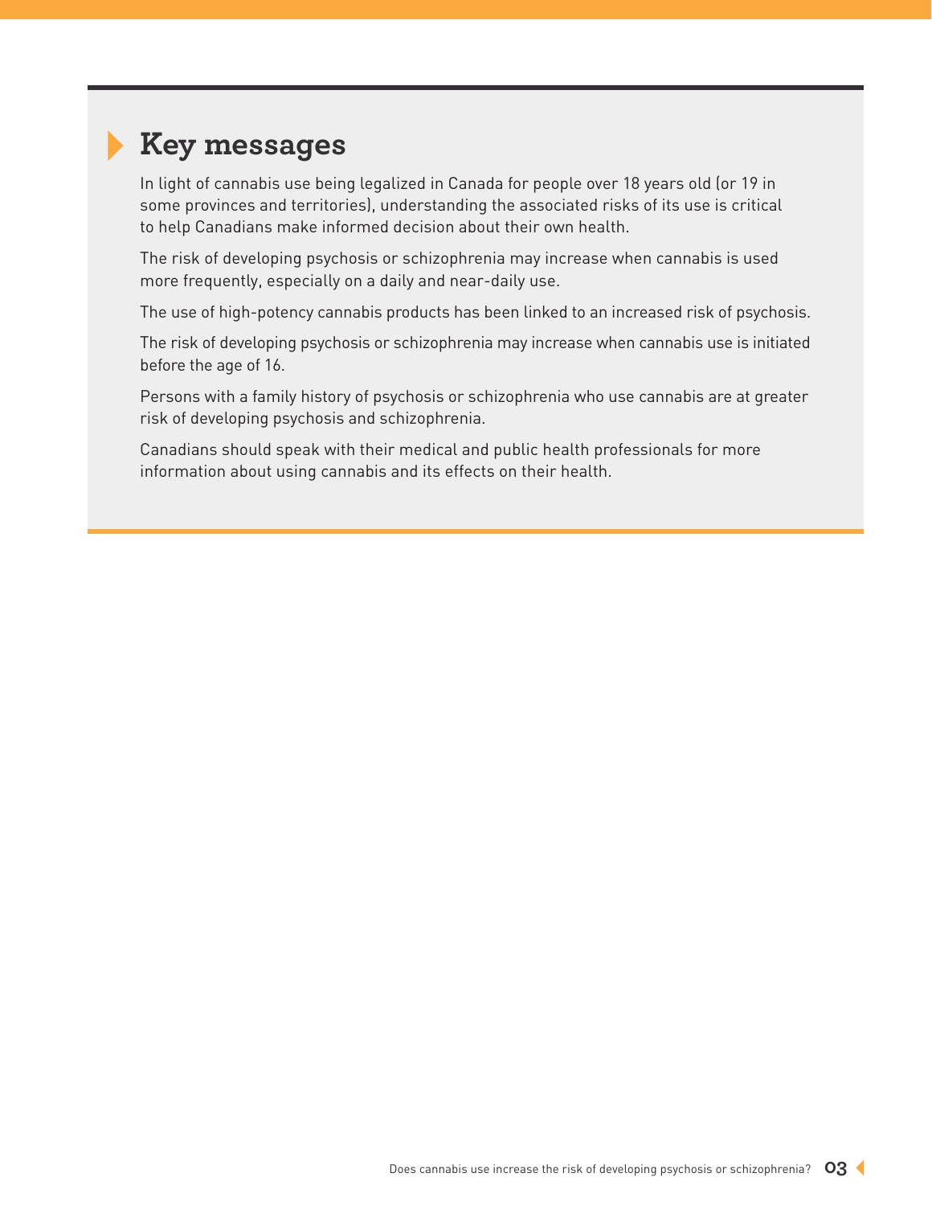## Key messages

In light of cannabis use being legalized in Canada for people over 18 years old (or 19 in some provinces and territories), understanding the associated risks of its use is critical to help Canadians make informed decision about their own health.

The risk of developing psychosis or schizophrenia may increase when cannabis is used more frequently, especially on a daily and near-daily use.

The use of high-potency cannabis products has been linked to an increased risk of psychosis.

The risk of developing psychosis or schizophrenia may increase when cannabis use is initiated before the age of 16.

Persons with a family history of psychosis or schizophrenia who use cannabis are at greater risk of developing psychosis and schizophrenia.

Canadians should speak with their medical and public health professionals for more information about using cannabis and its effects on their health.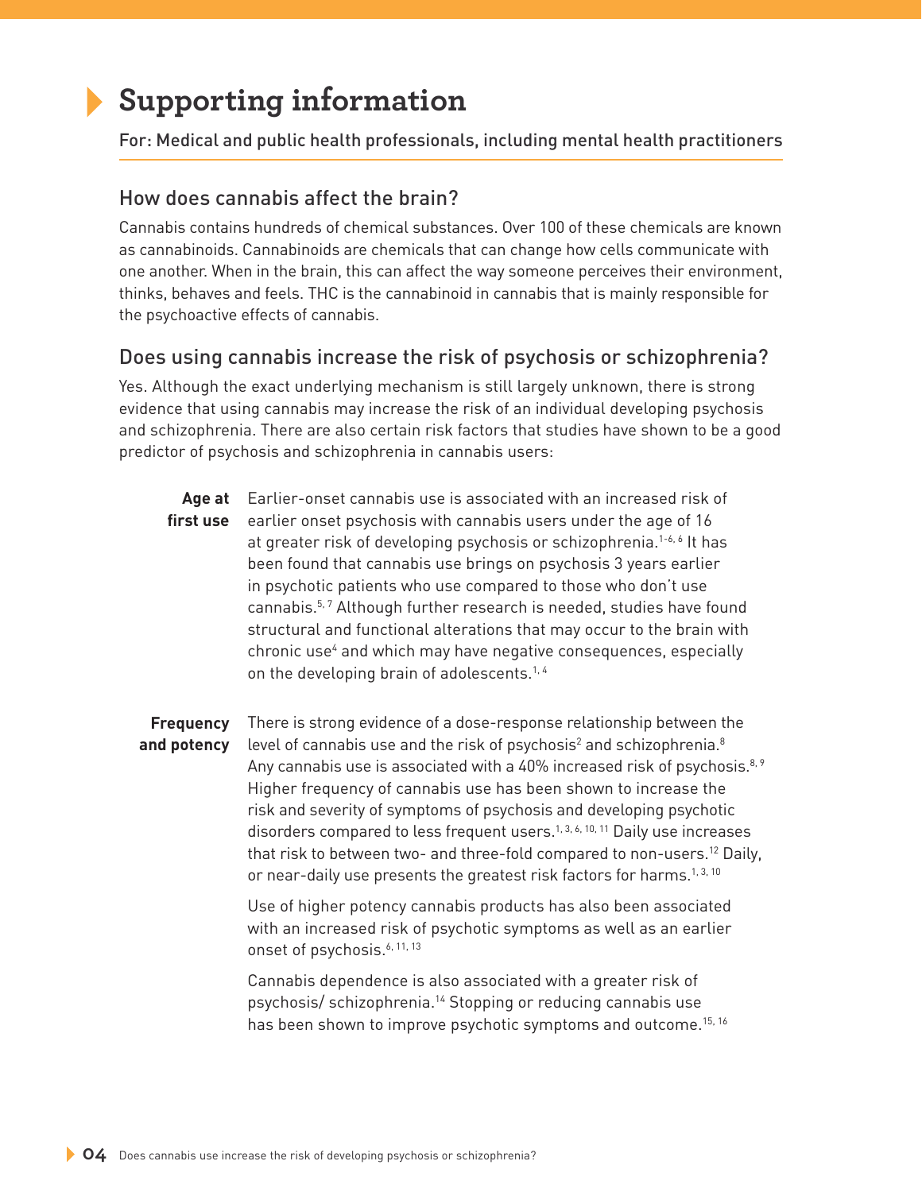# Supporting information

For: Medical and public health professionals, including mental health practitioners

## How does cannabis affect the brain?

Cannabis contains hundreds of chemical substances. Over 100 of these chemicals are known as cannabinoids. Cannabinoids are chemicals that can change how cells communicate with one another. When in the brain, this can affect the way someone perceives their environment, thinks, behaves and feels. THC is the cannabinoid in cannabis that is mainly responsible for the psychoactive effects of cannabis.

## Does using cannabis increase the risk of psychosis or schizophrenia?

Yes. Although the exact underlying mechanism is still largely unknown, there is strong evidence that using cannabis may increase the risk of an individual developing psychosis and schizophrenia. There are also certain risk factors that studies have shown to be a good predictor of psychosis and schizophrenia in cannabis users:

**Age at first use**

Earlier-onset cannabis use is associated with an increased risk of earlier onset psychosis with cannabis users under the age of 16 at greater risk of developing psychosis or schizophrenia.[1-6, 6] It has been found that cannabis use brings on psychosis 3 years earlier in psychotic patients who use compared to those who don't use cannabis.[5, 7] Although further research is needed, studies have found structural and functional alterations that may occur to the brain with chronic use[4] and which may have negative consequences, especially on the developing brain of adolescents.[1, 4]

**Frequency and potency**

There is strong evidence of a dose-response relationship between the level of cannabis use and the risk of psychosis[2] and schizophrenia.[8] Any cannabis use is associated with a 40% increased risk of psychosis.[8, 9] Higher frequency of cannabis use has been shown to increase the risk and severity of symptoms of psychosis and developing psychotic disorders compared to less frequent users.[1, 3, 6, 10, 11] Daily use increases that risk to between two- and three-fold compared to non-users.[12] Daily, or near-daily use presents the greatest risk factors for harms.[1, 3, 10]

Use of higher potency cannabis products has also been associated with an increased risk of psychotic symptoms as well as an earlier onset of psychosis.[6, 11, 13]

Cannabis dependence is also associated with a greater risk of psychosis/ schizophrenia.[14] Stopping or reducing cannabis use has been shown to improve psychotic symptoms and outcome.[15, 16]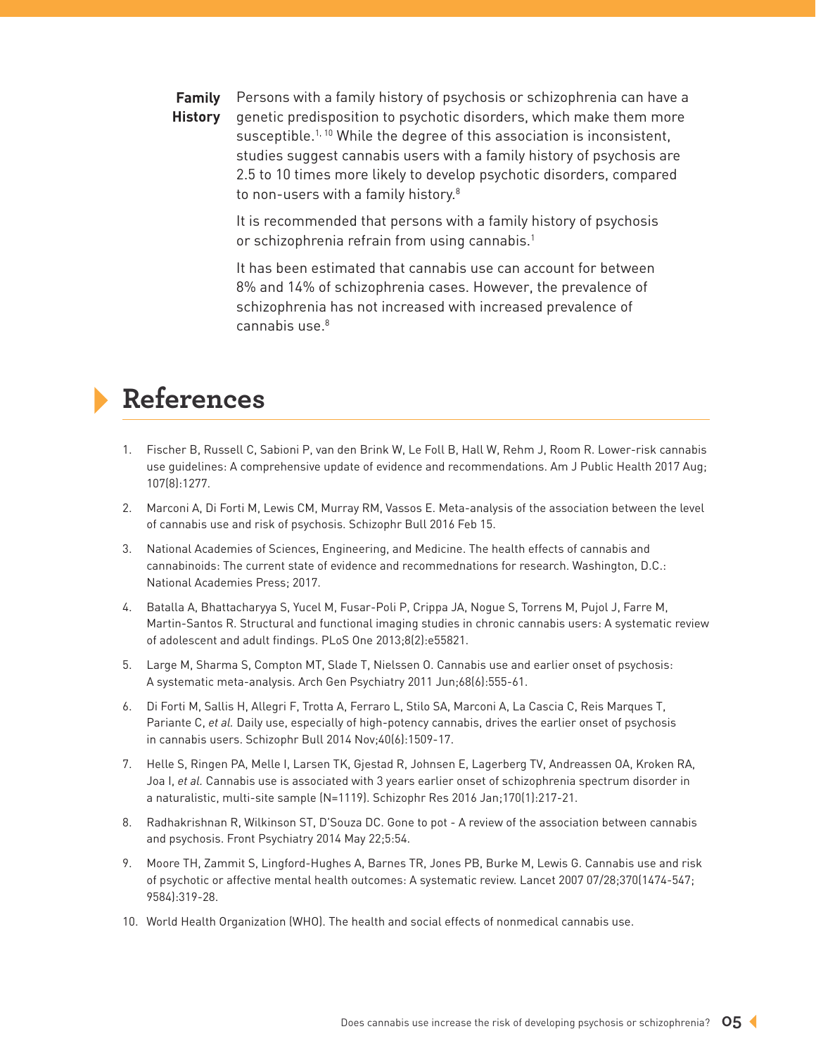**Family History**

Persons with a family history of psychosis or schizophrenia can have a genetic predisposition to psychotic disorders, which make them more susceptible.[1, 10] While the degree of this association is inconsistent, studies suggest cannabis users with a family history of psychosis are 2.5 to 10 times more likely to develop psychotic disorders, compared to non-users with a family history.[8]

It is recommended that persons with a family history of psychosis or schizophrenia refrain from using cannabis.[1]

It has been estimated that cannabis use can account for between 8% and 14% of schizophrenia cases. However, the prevalence of schizophrenia has not increased with increased prevalence of cannabis use.[8]

## References

1. Fischer B, Russell C, Sabioni P, van den Brink W, Le Foll B, Hall W, Rehm J, Room R. Lower-risk cannabis use guidelines: A comprehensive update of evidence and recommendations. Am J Public Health 2017 Aug; 107(8):1277.
2. Marconi A, Di Forti M, Lewis CM, Murray RM, Vassos E. Meta-analysis of the association between the level of cannabis use and risk of psychosis. Schizophr Bull 2016 Feb 15.
3. National Academies of Sciences, Engineering, and Medicine. The health effects of cannabis and cannabinoids: The current state of evidence and recommednations for research. Washington, D.C.: National Academies Press; 2017.
4. Batalla A, Bhattacharyya S, Yucel M, Fusar-Poli P, Crippa JA, Nogue S, Torrens M, Pujol J, Farre M, Martin-Santos R. Structural and functional imaging studies in chronic cannabis users: A systematic review of adolescent and adult findings. PLoS One 2013;8(2):e55821.
5. Large M, Sharma S, Compton MT, Slade T, Nielssen O. Cannabis use and earlier onset of psychosis: A systematic meta-analysis. Arch Gen Psychiatry 2011 Jun;68(6):555-61.
6. Di Forti M, Sallis H, Allegri F, Trotta A, Ferraro L, Stilo SA, Marconi A, La Cascia C, Reis Marques T, Pariante C, *et al.* Daily use, especially of high-potency cannabis, drives the earlier onset of psychosis in cannabis users. Schizophr Bull 2014 Nov;40(6):1509-17.
7. Helle S, Ringen PA, Melle I, Larsen TK, Gjestad R, Johnsen E, Lagerberg TV, Andreassen OA, Kroken RA, Joa I, *et al.* Cannabis use is associated with 3 years earlier onset of schizophrenia spectrum disorder in a naturalistic, multi-site sample (N=1119). Schizophr Res 2016 Jan;170(1):217-21.
8. Radhakrishnan R, Wilkinson ST, D'Souza DC. Gone to pot - A review of the association between cannabis and psychosis. Front Psychiatry 2014 May 22;5:54.
9. Moore TH, Zammit S, Lingford-Hughes A, Barnes TR, Jones PB, Burke M, Lewis G. Cannabis use and risk of psychotic or affective mental health outcomes: A systematic review. Lancet 2007 07/28;370(1474-547; 9584):319-28.
10. World Health Organization (WHO). The health and social effects of nonmedical cannabis use.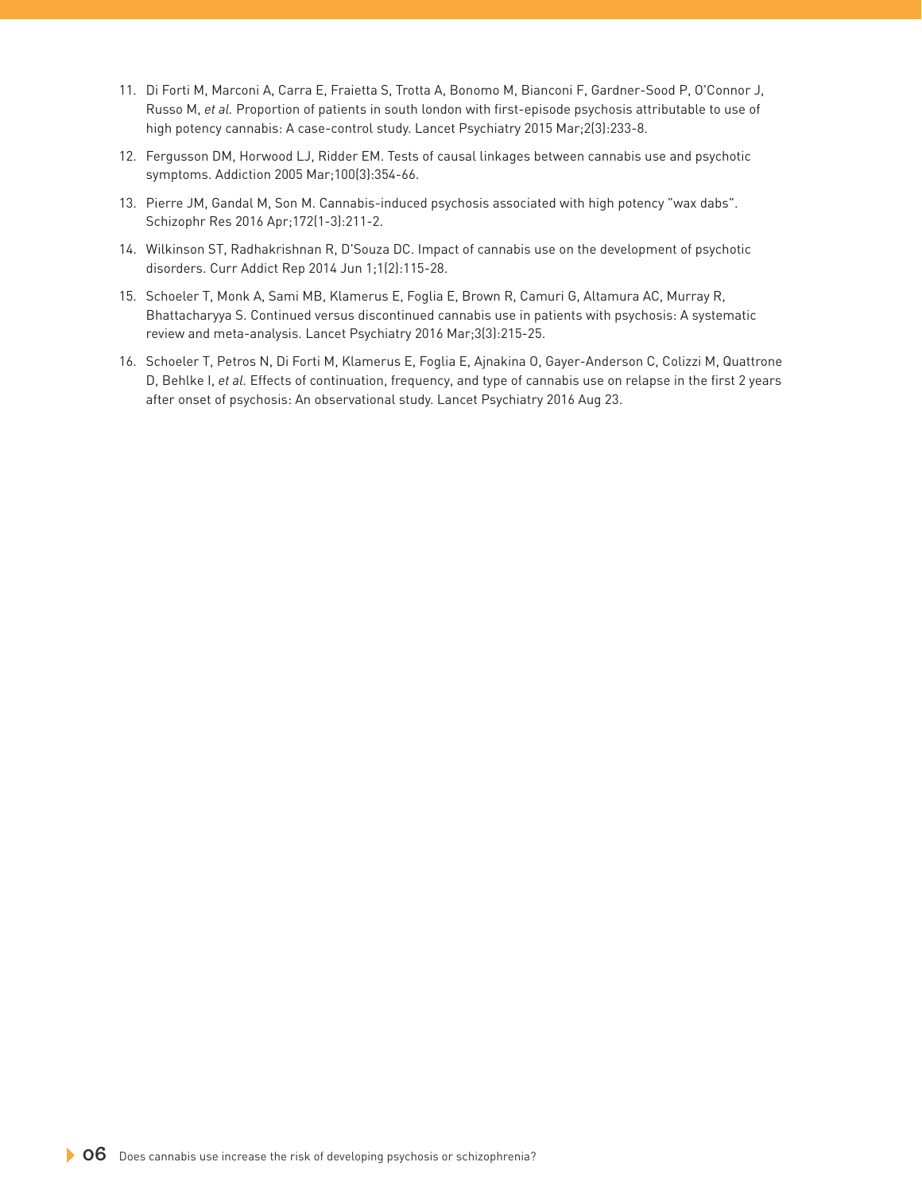11. Di Forti M, Marconi A, Carra E, Fraietta S, Trotta A, Bonomo M, Bianconi F, Gardner-Sood P, O'Connor J, Russo M, *et al.* Proportion of patients in south london with first-episode psychosis attributable to use of high potency cannabis: A case-control study. Lancet Psychiatry 2015 Mar;2(3):233-8.

12. Fergusson DM, Horwood LJ, Ridder EM. Tests of causal linkages between cannabis use and psychotic symptoms. Addiction 2005 Mar;100(3):354-66.

13. Pierre JM, Gandal M, Son M. Cannabis-induced psychosis associated with high potency "wax dabs". Schizophr Res 2016 Apr;172(1-3):211-2.

14. Wilkinson ST, Radhakrishnan R, D'Souza DC. Impact of cannabis use on the development of psychotic disorders. Curr Addict Rep 2014 Jun 1;1(2):115-28.

15. Schoeler T, Monk A, Sami MB, Klamerus E, Foglia E, Brown R, Camuri G, Altamura AC, Murray R, Bhattacharyya S. Continued versus discontinued cannabis use in patients with psychosis: A systematic review and meta-analysis. Lancet Psychiatry 2016 Mar;3(3):215-25.

16. Schoeler T, Petros N, Di Forti M, Klamerus E, Foglia E, Ajnakina O, Gayer-Anderson C, Colizzi M, Quattrone D, Behlke I, *et al.* Effects of continuation, frequency, and type of cannabis use on relapse in the first 2 years after onset of psychosis: An observational study. Lancet Psychiatry 2016 Aug 23.